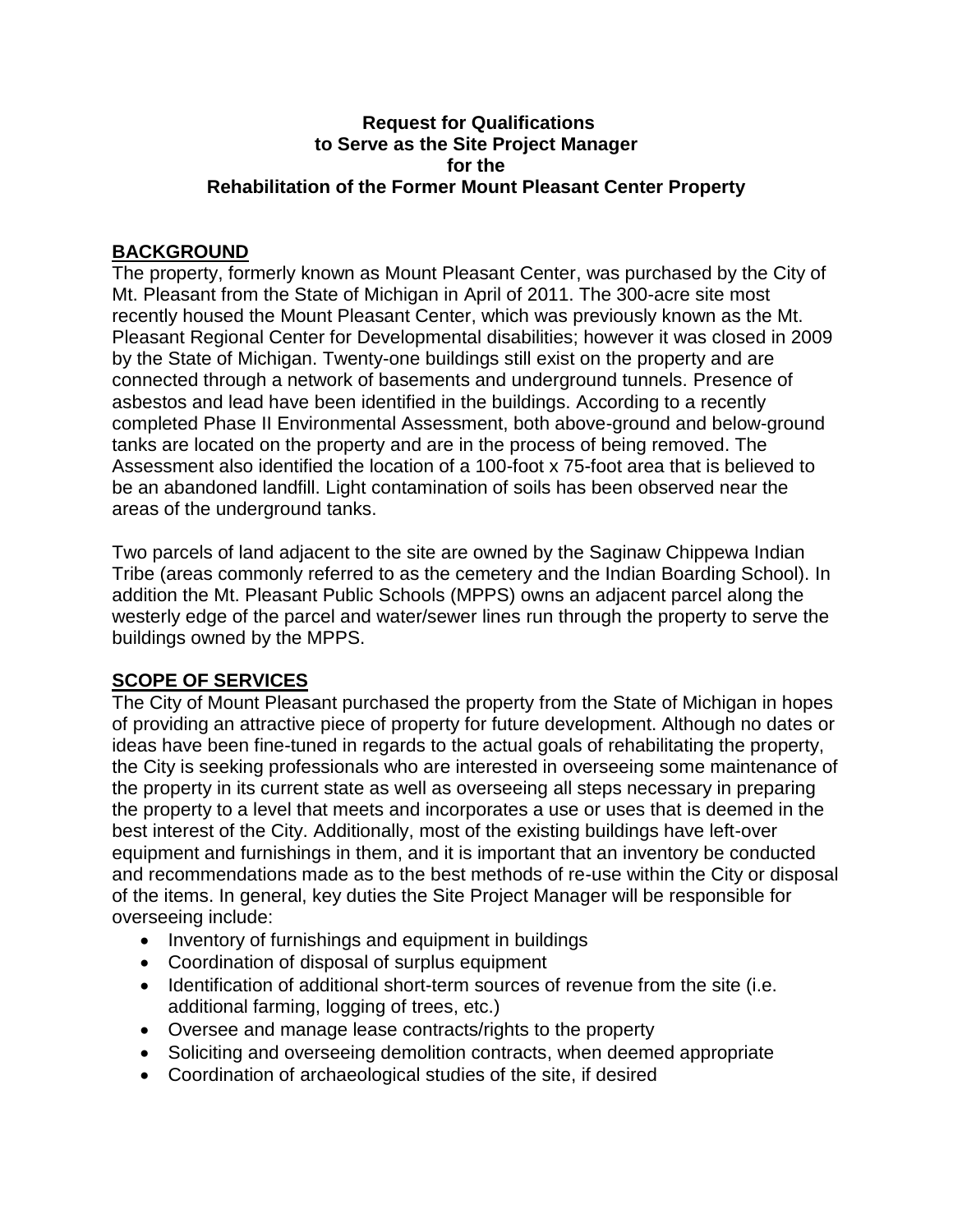**Request for Qualifications**
**to Serve as the Site Project Manager**
**for the**
**Rehabilitation of the Former Mount Pleasant Center Property**

## BACKGROUND

The property, formerly known as Mount Pleasant Center, was purchased by the City of Mt. Pleasant from the State of Michigan in April of 2011. The 300-acre site most recently housed the Mount Pleasant Center, which was previously known as the Mt. Pleasant Regional Center for Developmental disabilities; however it was closed in 2009 by the State of Michigan. Twenty-one buildings still exist on the property and are connected through a network of basements and underground tunnels. Presence of asbestos and lead have been identified in the buildings. According to a recently completed Phase II Environmental Assessment, both above-ground and below-ground tanks are located on the property and are in the process of being removed. The Assessment also identified the location of a 100-foot x 75-foot area that is believed to be an abandoned landfill. Light contamination of soils has been observed near the areas of the underground tanks.

Two parcels of land adjacent to the site are owned by the Saginaw Chippewa Indian Tribe (areas commonly referred to as the cemetery and the Indian Boarding School). In addition the Mt. Pleasant Public Schools (MPPS) owns an adjacent parcel along the westerly edge of the parcel and water/sewer lines run through the property to serve the buildings owned by the MPPS.

## SCOPE OF SERVICES

The City of Mount Pleasant purchased the property from the State of Michigan in hopes of providing an attractive piece of property for future development. Although no dates or ideas have been fine-tuned in regards to the actual goals of rehabilitating the property, the City is seeking professionals who are interested in overseeing some maintenance of the property in its current state as well as overseeing all steps necessary in preparing the property to a level that meets and incorporates a use or uses that is deemed in the best interest of the City. Additionally, most of the existing buildings have left-over equipment and furnishings in them, and it is important that an inventory be conducted and recommendations made as to the best methods of re-use within the City or disposal of the items. In general, key duties the Site Project Manager will be responsible for overseeing include:

- Inventory of furnishings and equipment in buildings
- Coordination of disposal of surplus equipment
- Identification of additional short-term sources of revenue from the site (i.e. additional farming, logging of trees, etc.)
- Oversee and manage lease contracts/rights to the property
- Soliciting and overseeing demolition contracts, when deemed appropriate
- Coordination of archaeological studies of the site, if desired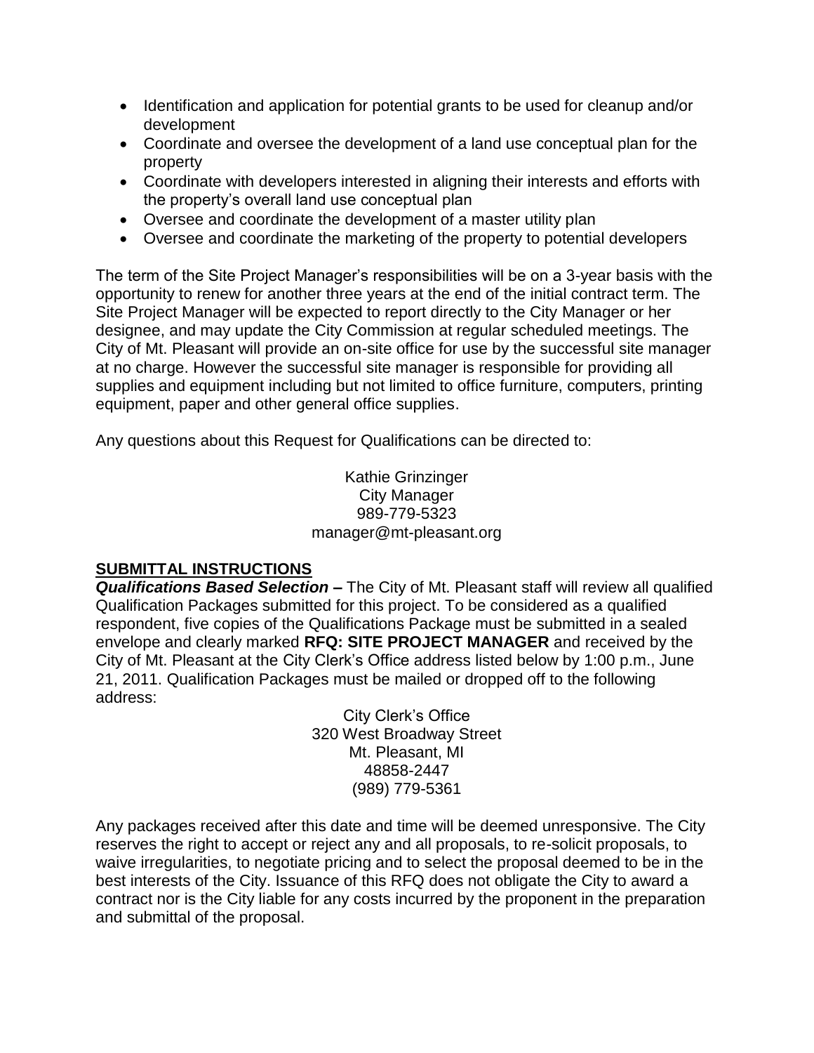- Identification and application for potential grants to be used for cleanup and/or development
- Coordinate and oversee the development of a land use conceptual plan for the property
- Coordinate with developers interested in aligning their interests and efforts with the property's overall land use conceptual plan
- Oversee and coordinate the development of a master utility plan
- Oversee and coordinate the marketing of the property to potential developers

The term of the Site Project Manager's responsibilities will be on a 3-year basis with the opportunity to renew for another three years at the end of the initial contract term. The Site Project Manager will be expected to report directly to the City Manager or her designee, and may update the City Commission at regular scheduled meetings. The City of Mt. Pleasant will provide an on-site office for use by the successful site manager at no charge. However the successful site manager is responsible for providing all supplies and equipment including but not limited to office furniture, computers, printing equipment, paper and other general office supplies.

Any questions about this Request for Qualifications can be directed to:

Kathie Grinzinger
City Manager
989-779-5323
manager@mt-pleasant.org

## SUBMITTAL INSTRUCTIONS

***Qualifications Based Selection*** **–** The City of Mt. Pleasant staff will review all qualified Qualification Packages submitted for this project. To be considered as a qualified respondent, five copies of the Qualifications Package must be submitted in a sealed envelope and clearly marked **RFQ: SITE PROJECT MANAGER** and received by the City of Mt. Pleasant at the City Clerk's Office address listed below by 1:00 p.m., June 21, 2011. Qualification Packages must be mailed or dropped off to the following address:

City Clerk's Office
320 West Broadway Street
Mt. Pleasant, MI
48858-2447
(989) 779-5361

Any packages received after this date and time will be deemed unresponsive. The City reserves the right to accept or reject any and all proposals, to re-solicit proposals, to waive irregularities, to negotiate pricing and to select the proposal deemed to be in the best interests of the City. Issuance of this RFQ does not obligate the City to award a contract nor is the City liable for any costs incurred by the proponent in the preparation and submittal of the proposal.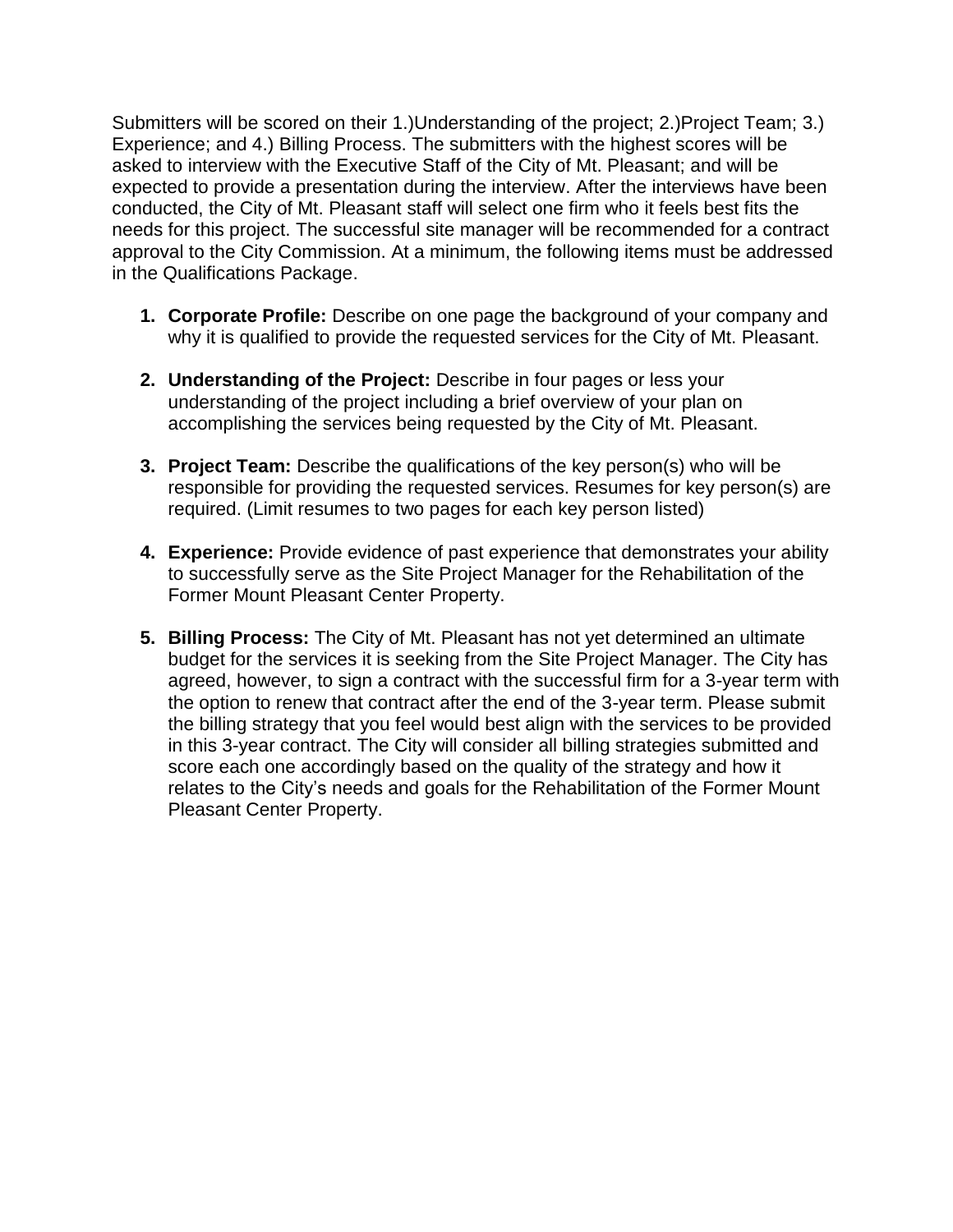Submitters will be scored on their 1.)Understanding of the project; 2.)Project Team; 3.) Experience; and 4.) Billing Process. The submitters with the highest scores will be asked to interview with the Executive Staff of the City of Mt. Pleasant; and will be expected to provide a presentation during the interview. After the interviews have been conducted, the City of Mt. Pleasant staff will select one firm who it feels best fits the needs for this project. The successful site manager will be recommended for a contract approval to the City Commission. At a minimum, the following items must be addressed in the Qualifications Package.

1. **Corporate Profile:** Describe on one page the background of your company and why it is qualified to provide the requested services for the City of Mt. Pleasant.

2. **Understanding of the Project:** Describe in four pages or less your understanding of the project including a brief overview of your plan on accomplishing the services being requested by the City of Mt. Pleasant.

3. **Project Team:** Describe the qualifications of the key person(s) who will be responsible for providing the requested services. Resumes for key person(s) are required. (Limit resumes to two pages for each key person listed)

4. **Experience:** Provide evidence of past experience that demonstrates your ability to successfully serve as the Site Project Manager for the Rehabilitation of the Former Mount Pleasant Center Property.

5. **Billing Process:** The City of Mt. Pleasant has not yet determined an ultimate budget for the services it is seeking from the Site Project Manager. The City has agreed, however, to sign a contract with the successful firm for a 3-year term with the option to renew that contract after the end of the 3-year term. Please submit the billing strategy that you feel would best align with the services to be provided in this 3-year contract. The City will consider all billing strategies submitted and score each one accordingly based on the quality of the strategy and how it relates to the City's needs and goals for the Rehabilitation of the Former Mount Pleasant Center Property.